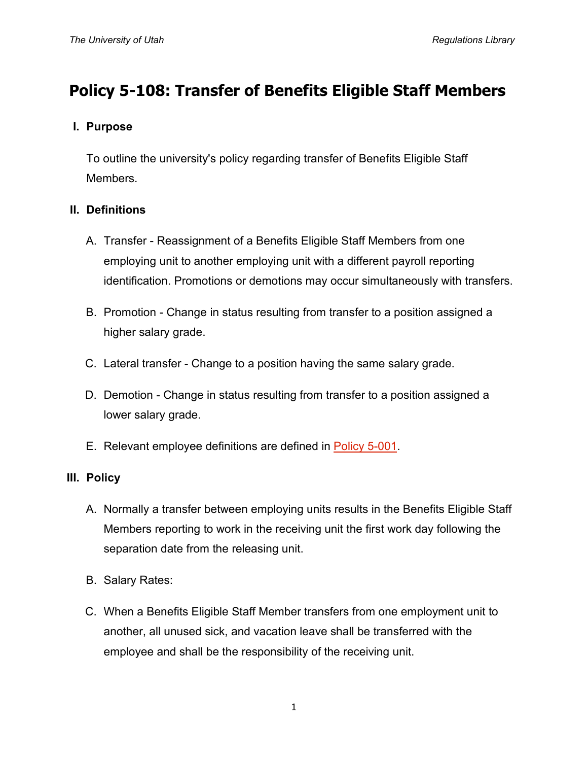# Policy 5-108: Transfer of Benefits Eligible Staff Members

## I. Purpose

To outline the university's policy regarding transfer of Benefits Eligible Staff Members.

## II. Definitions

A. Transfer - Reassignment of a Benefits Eligible Staff Members from one employing unit to another employing unit with a different payroll reporting identification. Promotions or demotions may occur simultaneously with transfers.

B. Promotion - Change in status resulting from transfer to a position assigned a higher salary grade.

C. Lateral transfer - Change to a position having the same salary grade.

D. Demotion - Change in status resulting from transfer to a position assigned a lower salary grade.

E. Relevant employee definitions are defined in Policy 5-001.

## III. Policy

A. Normally a transfer between employing units results in the Benefits Eligible Staff Members reporting to work in the receiving unit the first work day following the separation date from the releasing unit.

B. Salary Rates:

C. When a Benefits Eligible Staff Member transfers from one employment unit to another, all unused sick, and vacation leave shall be transferred with the employee and shall be the responsibility of the receiving unit.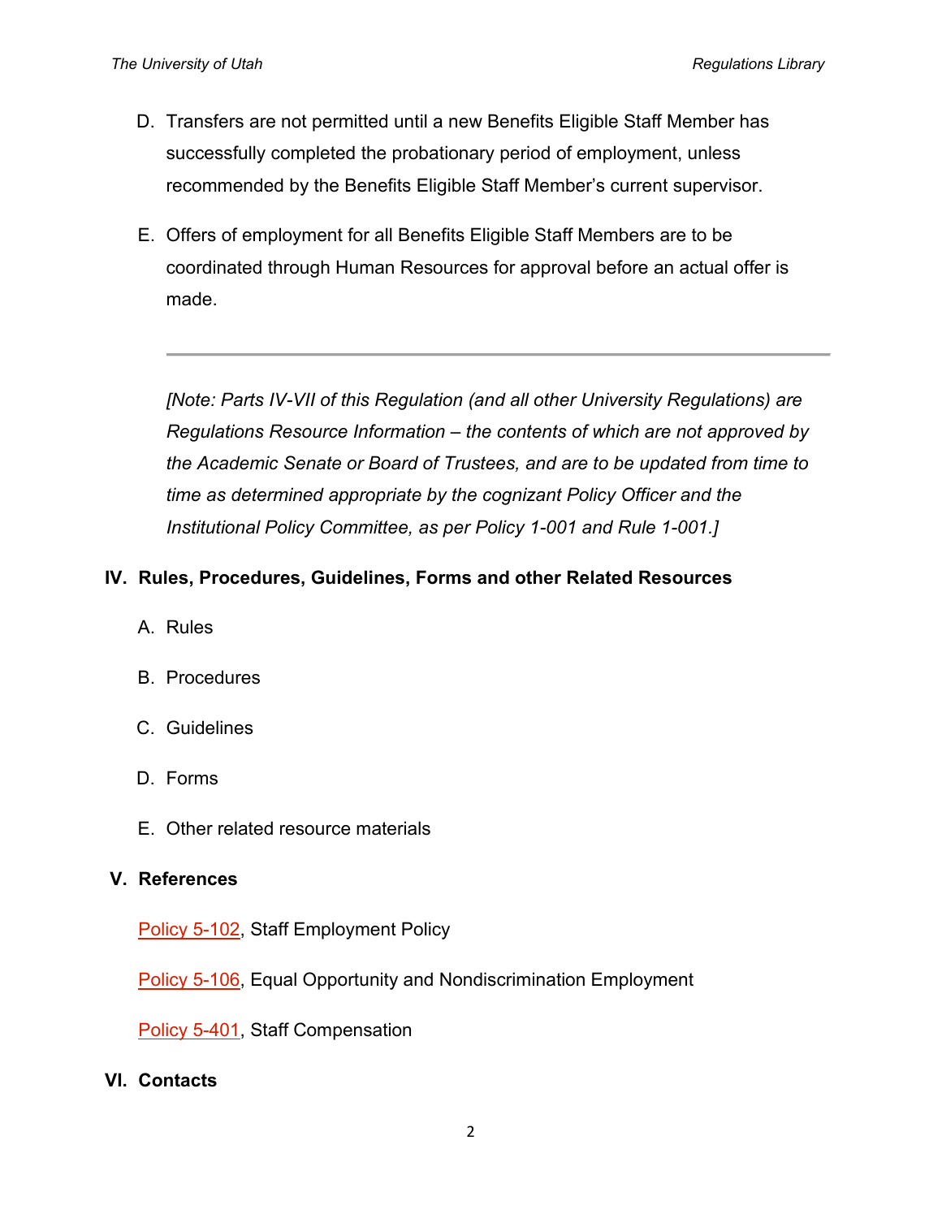D. Transfers are not permitted until a new Benefits Eligible Staff Member has successfully completed the probationary period of employment, unless recommended by the Benefits Eligible Staff Member's current supervisor.

E. Offers of employment for all Benefits Eligible Staff Members are to be coordinated through Human Resources for approval before an actual offer is made.

---

*[Note: Parts IV-VII of this Regulation (and all other University Regulations) are Regulations Resource Information – the contents of which are not approved by the Academic Senate or Board of Trustees, and are to be updated from time to time as determined appropriate by the cognizant Policy Officer and the Institutional Policy Committee, as per Policy 1-001 and Rule 1-001.]*

## IV. Rules, Procedures, Guidelines, Forms and other Related Resources

A. Rules

B. Procedures

C. Guidelines

D. Forms

E. Other related resource materials

## V. References

Policy 5-102, Staff Employment Policy

Policy 5-106, Equal Opportunity and Nondiscrimination Employment

Policy 5-401, Staff Compensation

## VI. Contacts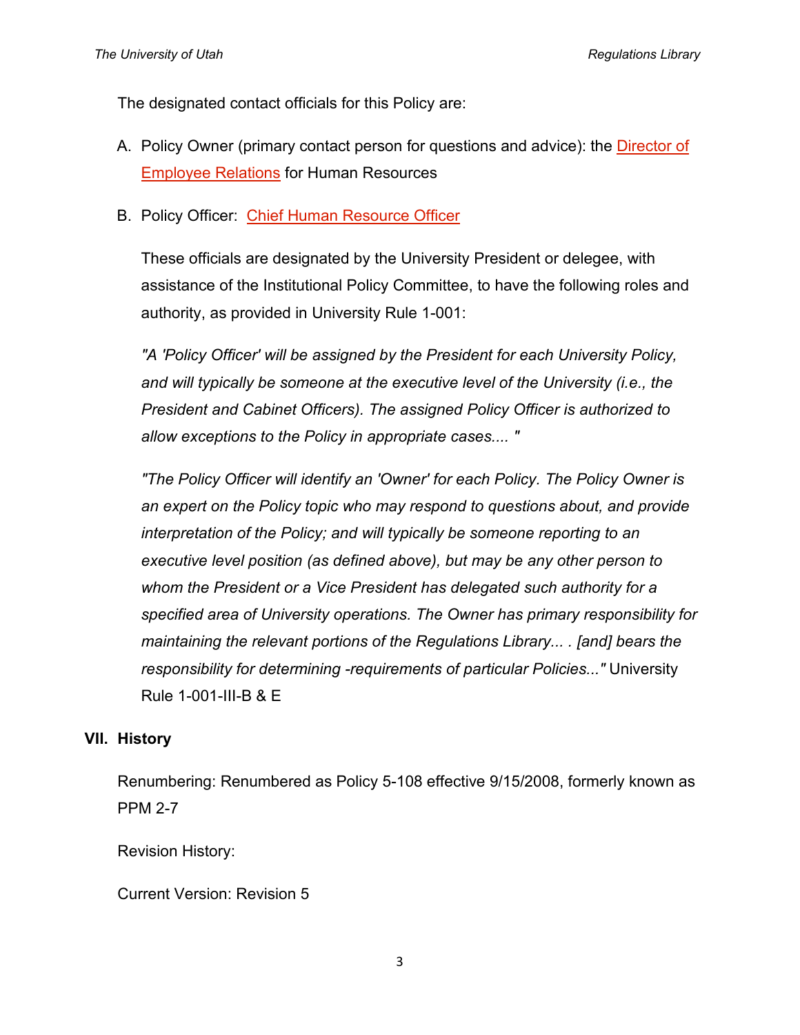The designated contact officials for this Policy are:

A. Policy Owner (primary contact person for questions and advice): the Director of Employee Relations for Human Resources

B. Policy Officer: Chief Human Resource Officer

These officials are designated by the University President or delegee, with assistance of the Institutional Policy Committee, to have the following roles and authority, as provided in University Rule 1-001:

*"A 'Policy Officer' will be assigned by the President for each University Policy, and will typically be someone at the executive level of the University (i.e., the President and Cabinet Officers). The assigned Policy Officer is authorized to allow exceptions to the Policy in appropriate cases.... "*

*"The Policy Officer will identify an 'Owner' for each Policy. The Policy Owner is an expert on the Policy topic who may respond to questions about, and provide interpretation of the Policy; and will typically be someone reporting to an executive level position (as defined above), but may be any other person to whom the President or a Vice President has delegated such authority for a specified area of University operations. The Owner has primary responsibility for maintaining the relevant portions of the Regulations Library... . [and] bears the responsibility for determining -requirements of particular Policies..."* University Rule 1-001-III-B & E

## VII. History

Renumbering: Renumbered as Policy 5-108 effective 9/15/2008, formerly known as PPM 2-7

Revision History:

Current Version: Revision 5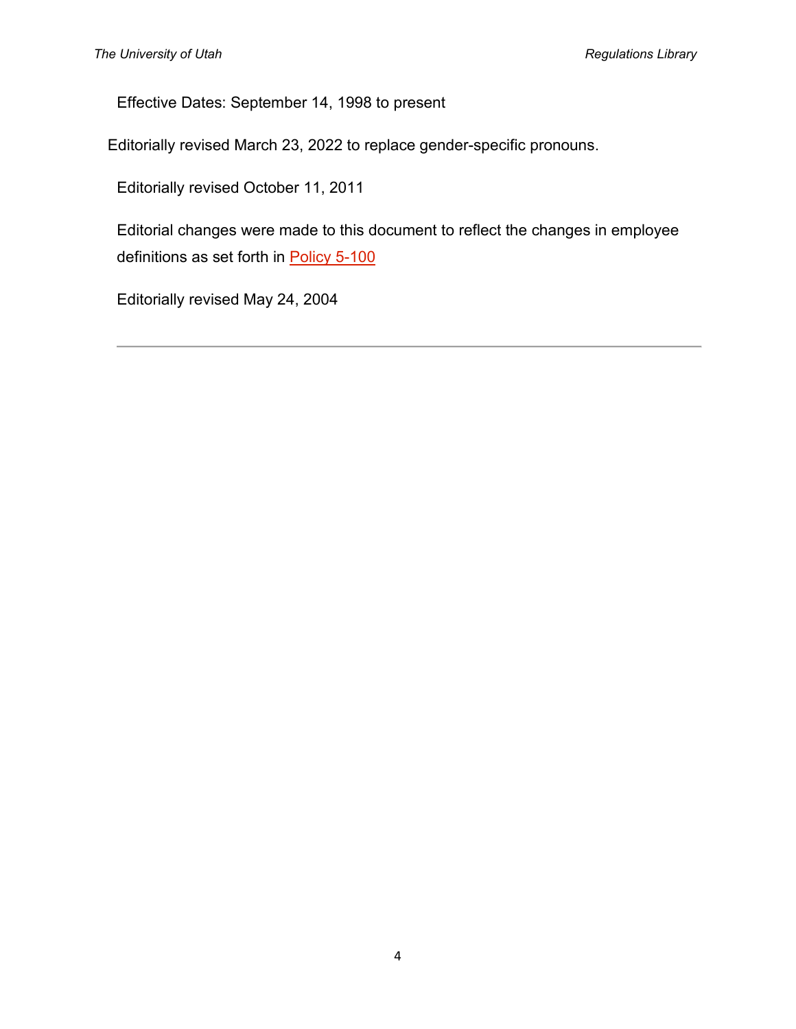Effective Dates: September 14, 1998 to present

Editorially revised March 23, 2022 to replace gender-specific pronouns.

Editorially revised October 11, 2011

Editorial changes were made to this document to reflect the changes in employee definitions as set forth in Policy 5-100

Editorially revised May 24, 2004

---